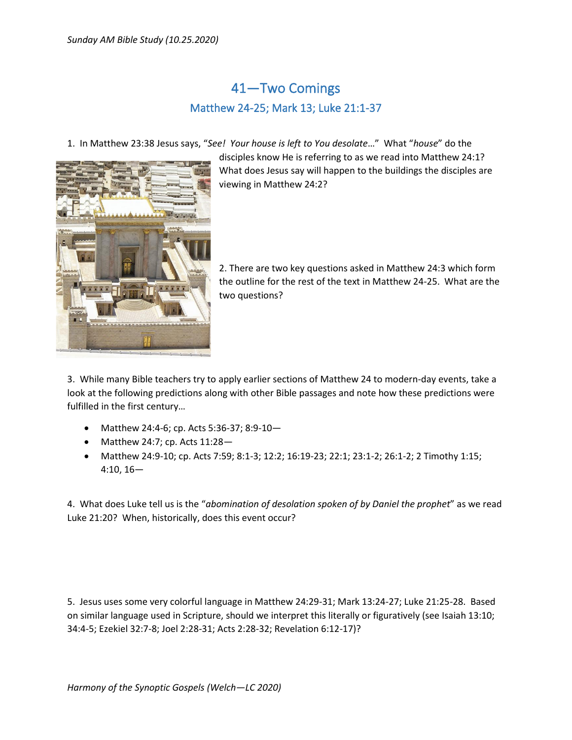*Sunday AM Bible Study (10.25.2020)*

# 41—Two Comings

## Matthew 24-25; Mark 13; Luke 21:1-37

1. In Matthew 23:38 Jesus says, "*See! Your house is left to You desolate*…" What "*house*" do the disciples know He is referring to as we read into Matthew 24:1? What does Jesus say will happen to the buildings the disciples are viewing in Matthew 24:2?

2. There are two key questions asked in Matthew 24:3 which form the outline for the rest of the text in Matthew 24-25. What are the two questions?

3. While many Bible teachers try to apply earlier sections of Matthew 24 to modern-day events, take a look at the following predictions along with other Bible passages and note how these predictions were fulfilled in the first century…

- Matthew 24:4-6; cp. Acts 5:36-37; 8:9-10—
- Matthew 24:7; cp. Acts 11:28—
- Matthew 24:9-10; cp. Acts 7:59; 8:1-3; 12:2; 16:19-23; 22:1; 23:1-2; 26:1-2; 2 Timothy 1:15; 4:10, 16—

4. What does Luke tell us is the "*abomination of desolation spoken of by Daniel the prophet*" as we read Luke 21:20? When, historically, does this event occur?

5. Jesus uses some very colorful language in Matthew 24:29-31; Mark 13:24-27; Luke 21:25-28. Based on similar language used in Scripture, should we interpret this literally or figuratively (see Isaiah 13:10; 34:4-5; Ezekiel 32:7-8; Joel 2:28-31; Acts 2:28-32; Revelation 6:12-17)?

*Harmony of the Synoptic Gospels (Welch—LC 2020)*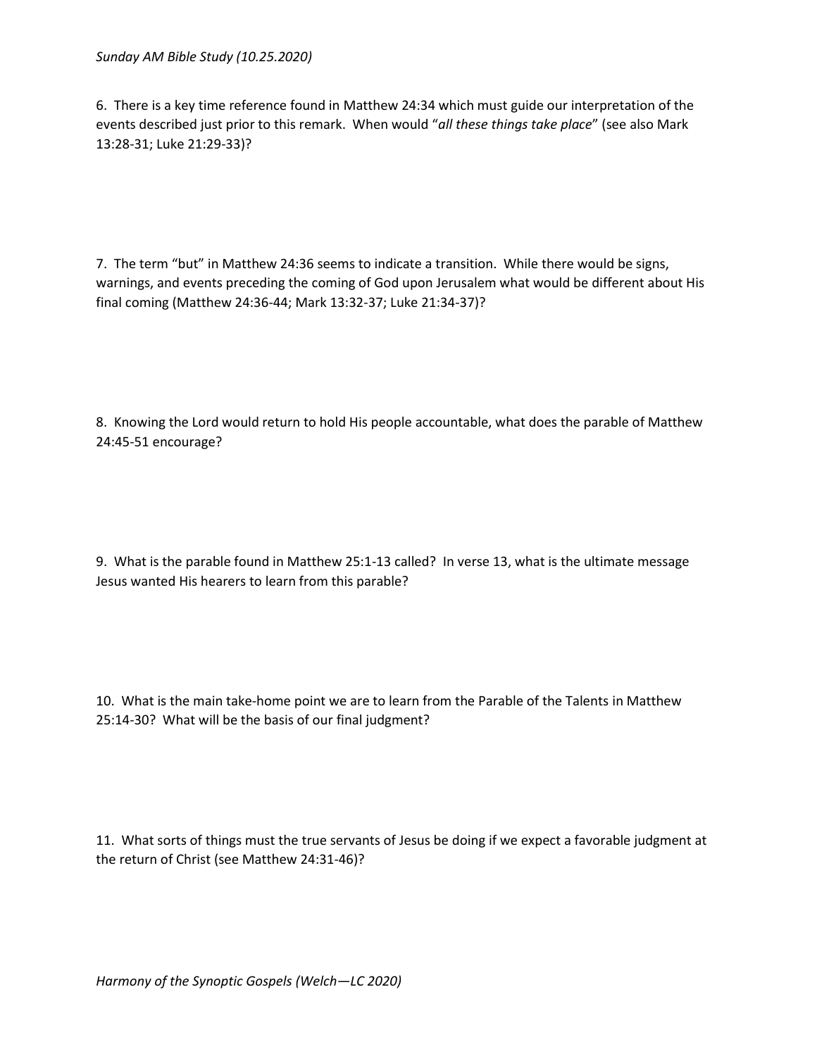6. There is a key time reference found in Matthew 24:34 which must guide our interpretation of the events described just prior to this remark. When would "*all these things take place*" (see also Mark 13:28-31; Luke 21:29-33)?

7. The term "but" in Matthew 24:36 seems to indicate a transition. While there would be signs, warnings, and events preceding the coming of God upon Jerusalem what would be different about His final coming (Matthew 24:36-44; Mark 13:32-37; Luke 21:34-37)?

8. Knowing the Lord would return to hold His people accountable, what does the parable of Matthew 24:45-51 encourage?

9. What is the parable found in Matthew 25:1-13 called? In verse 13, what is the ultimate message Jesus wanted His hearers to learn from this parable?

10. What is the main take-home point we are to learn from the Parable of the Talents in Matthew 25:14-30? What will be the basis of our final judgment?

11. What sorts of things must the true servants of Jesus be doing if we expect a favorable judgment at the return of Christ (see Matthew 24:31-46)?